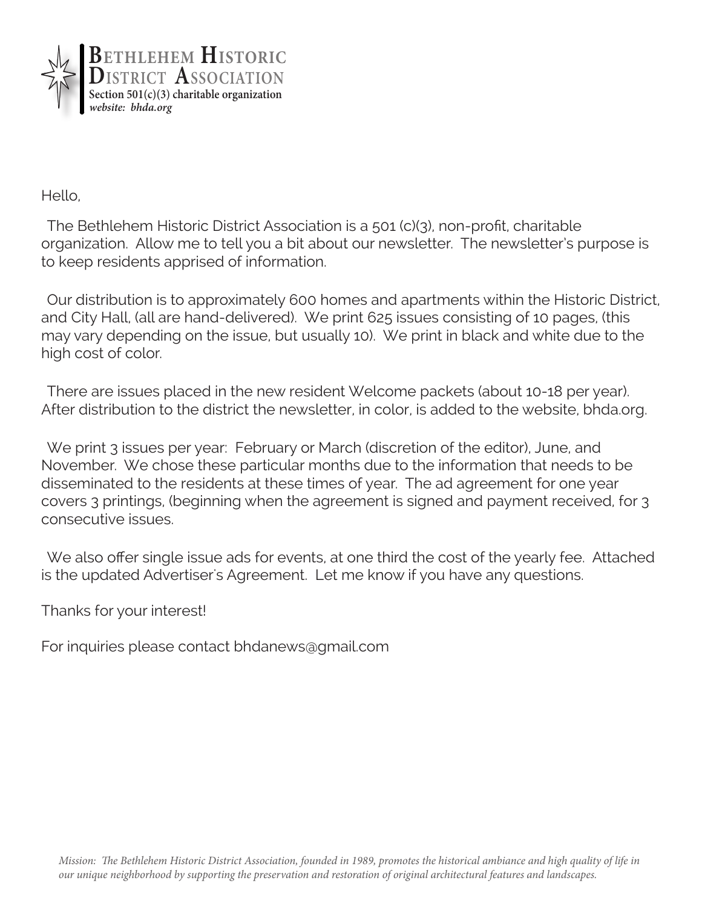# Bethlehem Historic District Association

**Section 501(c)(3) charitable organization**
***website: bhda.org***

Hello,

The Bethlehem Historic District Association is a 501 (c)(3), non-profit, charitable organization. Allow me to tell you a bit about our newsletter. The newsletter's purpose is to keep residents apprised of information.

Our distribution is to approximately 600 homes and apartments within the Historic District, and City Hall, (all are hand-delivered). We print 625 issues consisting of 10 pages, (this may vary depending on the issue, but usually 10). We print in black and white due to the high cost of color.

There are issues placed in the new resident Welcome packets (about 10-18 per year). After distribution to the district the newsletter, in color, is added to the website, bhda.org.

We print 3 issues per year: February or March (discretion of the editor), June, and November. We chose these particular months due to the information that needs to be disseminated to the residents at these times of year. The ad agreement for one year covers 3 printings, (beginning when the agreement is signed and payment received, for 3 consecutive issues.

We also offer single issue ads for events, at one third the cost of the yearly fee. Attached is the updated Advertiser's Agreement. Let me know if you have any questions.

Thanks for your interest!

For inquiries please contact bhdanews@gmail.com

*Mission: The Bethlehem Historic District Association, founded in 1989, promotes the historical ambiance and high quality of life in our unique neighborhood by supporting the preservation and restoration of original architectural features and landscapes.*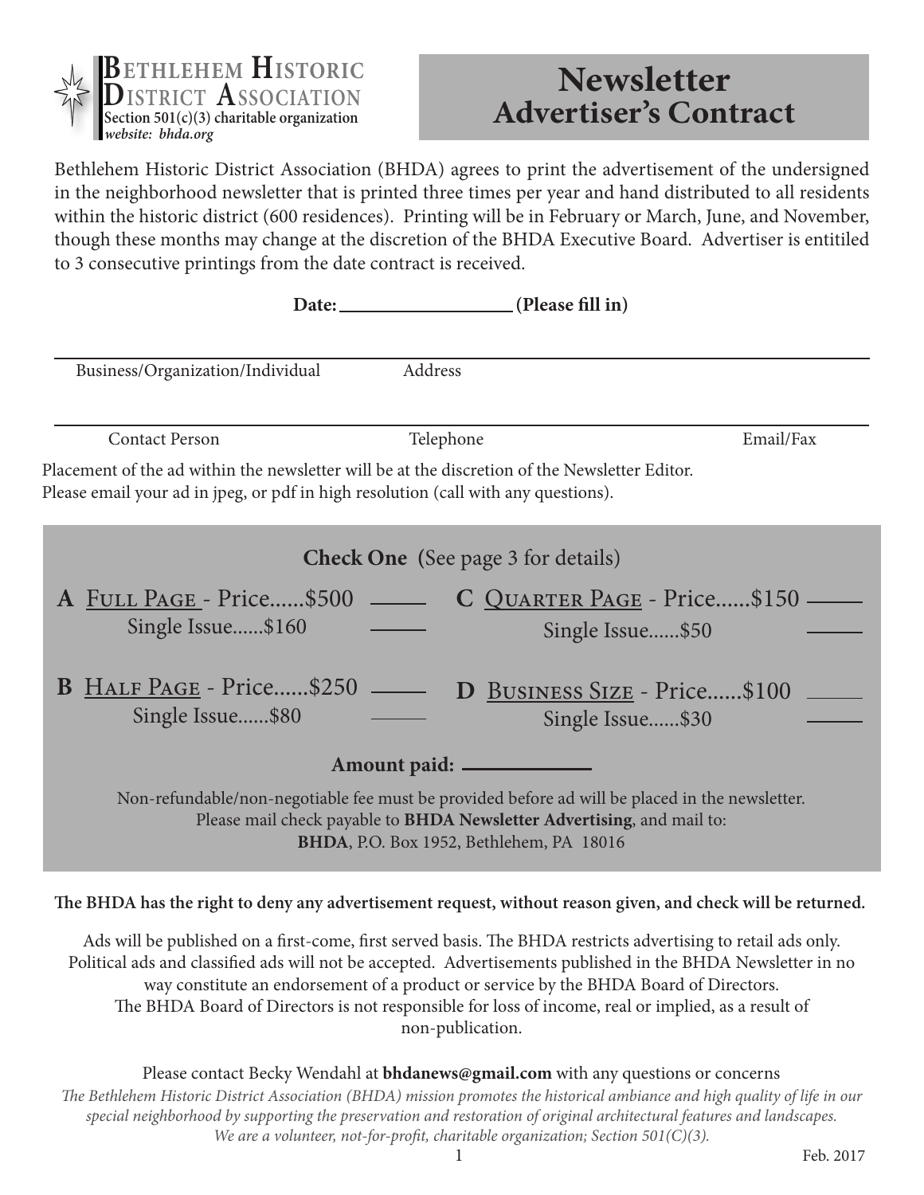**Bethlehem Historic District Association**
**Section 501(c)(3) charitable organization**
*website: bhda.org*

# Newsletter Advertiser's Contract

Bethlehem Historic District Association (BHDA) agrees to print the advertisement of the undersigned in the neighborhood newsletter that is printed three times per year and hand distributed to all residents within the historic district (600 residences). Printing will be in February or March, June, and November, though these months may change at the discretion of the BHDA Executive Board. Advertiser is entitiled to 3 consecutive printings from the date contract is received.

**Date: ____________________ (Please fill in)**

_______________________________________________________________
Business/Organization/Individual          Address

_______________________________________________________________
Contact Person          Telephone          Email/Fax

Placement of the ad within the newsletter will be at the discretion of the Newsletter Editor.
Please email your ad in jpeg, or pdf in high resolution (call with any questions).

**Check One** (See page 3 for details)

**A** Full Page - Price......$500 ______
Single Issue......$160 ______

**B** Half Page - Price......$250 ______
Single Issue......$80 ______

**C** Quarter Page - Price......$150 ______
Single Issue......$50 ______

**D** Business Size - Price......$100 ______
Single Issue......$30 ______

**Amount paid:** ____________

Non-refundable/non-negotiable fee must be provided before ad will be placed in the newsletter.
Please mail check payable to **BHDA Newsletter Advertising**, and mail to:
**BHDA**, P.O. Box 1952, Bethlehem, PA 18016

**The BHDA has the right to deny any advertisement request, without reason given, and check will be returned.**

Ads will be published on a first-come, first served basis. The BHDA restricts advertising to retail ads only. Political ads and classified ads will not be accepted. Advertisements published in the BHDA Newsletter in no way constitute an endorsement of a product or service by the BHDA Board of Directors.
The BHDA Board of Directors is not responsible for loss of income, real or implied, as a result of non-publication.

Please contact Becky Wendahl at **bhdanews@gmail.com** with any questions or concerns

*The Bethlehem Historic District Association (BHDA) mission promotes the historical ambiance and high quality of life in our special neighborhood by supporting the preservation and restoration of original architectural features and landscapes. We are a volunteer, not-for-profit, charitable organization; Section 501(C)(3).*

Feb. 2017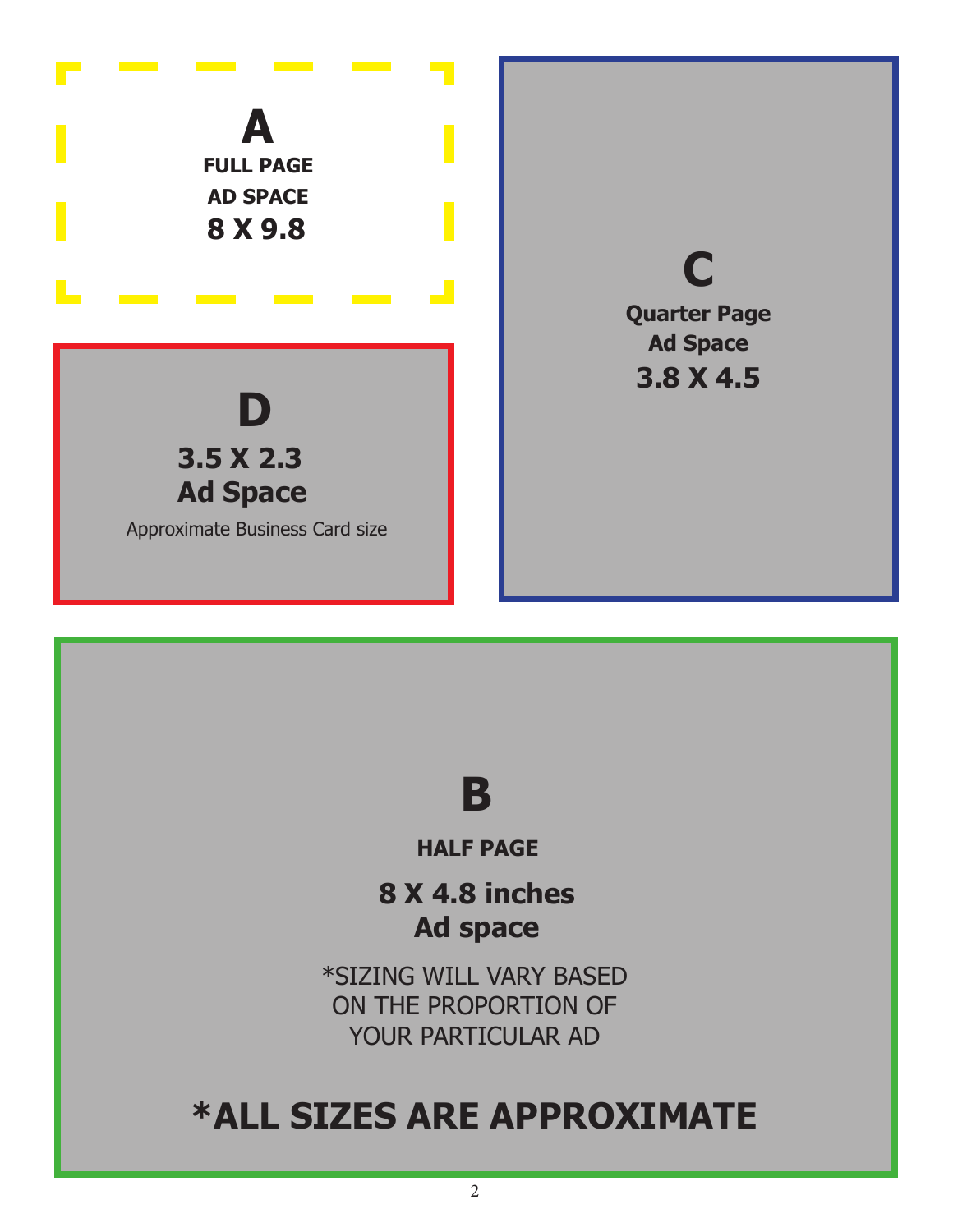**A**

**FULL PAGE**
**AD SPACE**
**8 X 9.8**

**C**

**Quarter Page**
**Ad Space**
**3.8 X 4.5**

**D**

**3.5 X 2.3**
**Ad Space**

Approximate Business Card size

**B**

**HALF PAGE**

**8 X 4.8 inches**
**Ad space**

*SIZING WILL VARY BASED ON THE PROPORTION OF YOUR PARTICULAR AD

**\*ALL SIZES ARE APPROXIMATE**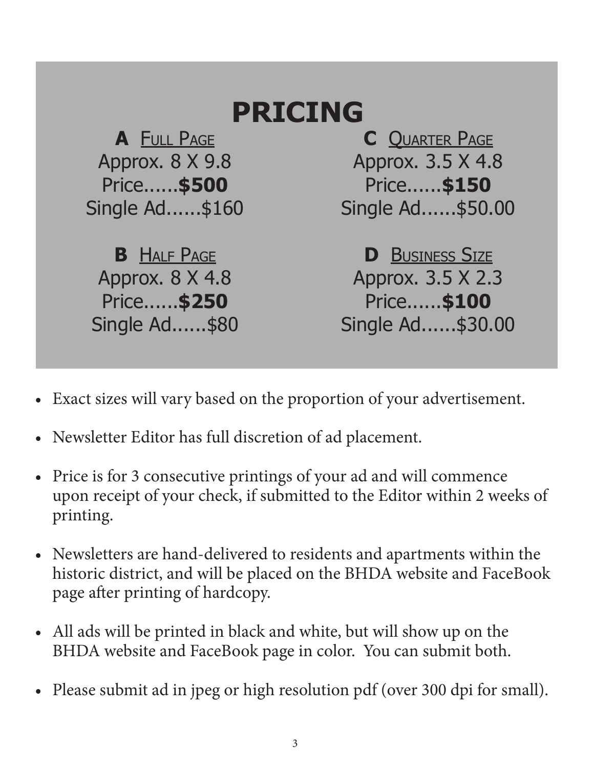# PRICING

**A** FULL PAGE
Approx. 8 X 9.8
Price......**$500**
Single Ad......$160

**B** HALF PAGE
Approx. 8 X 4.8
Price......**$250**
Single Ad......$80

**C** QUARTER PAGE
Approx. 3.5 X 4.8
Price......**$150**
Single Ad......$50.00

**D** BUSINESS SIZE
Approx. 3.5 X 2.3
Price......**$100**
Single Ad......$30.00

- Exact sizes will vary based on the proportion of your advertisement.
- Newsletter Editor has full discretion of ad placement.
- Price is for 3 consecutive printings of your ad and will commence upon receipt of your check, if submitted to the Editor within 2 weeks of printing.
- Newsletters are hand-delivered to residents and apartments within the historic district, and will be placed on the BHDA website and FaceBook page after printing of hardcopy.
- All ads will be printed in black and white, but will show up on the BHDA website and FaceBook page in color. You can submit both.
- Please submit ad in jpeg or high resolution pdf (over 300 dpi for small).